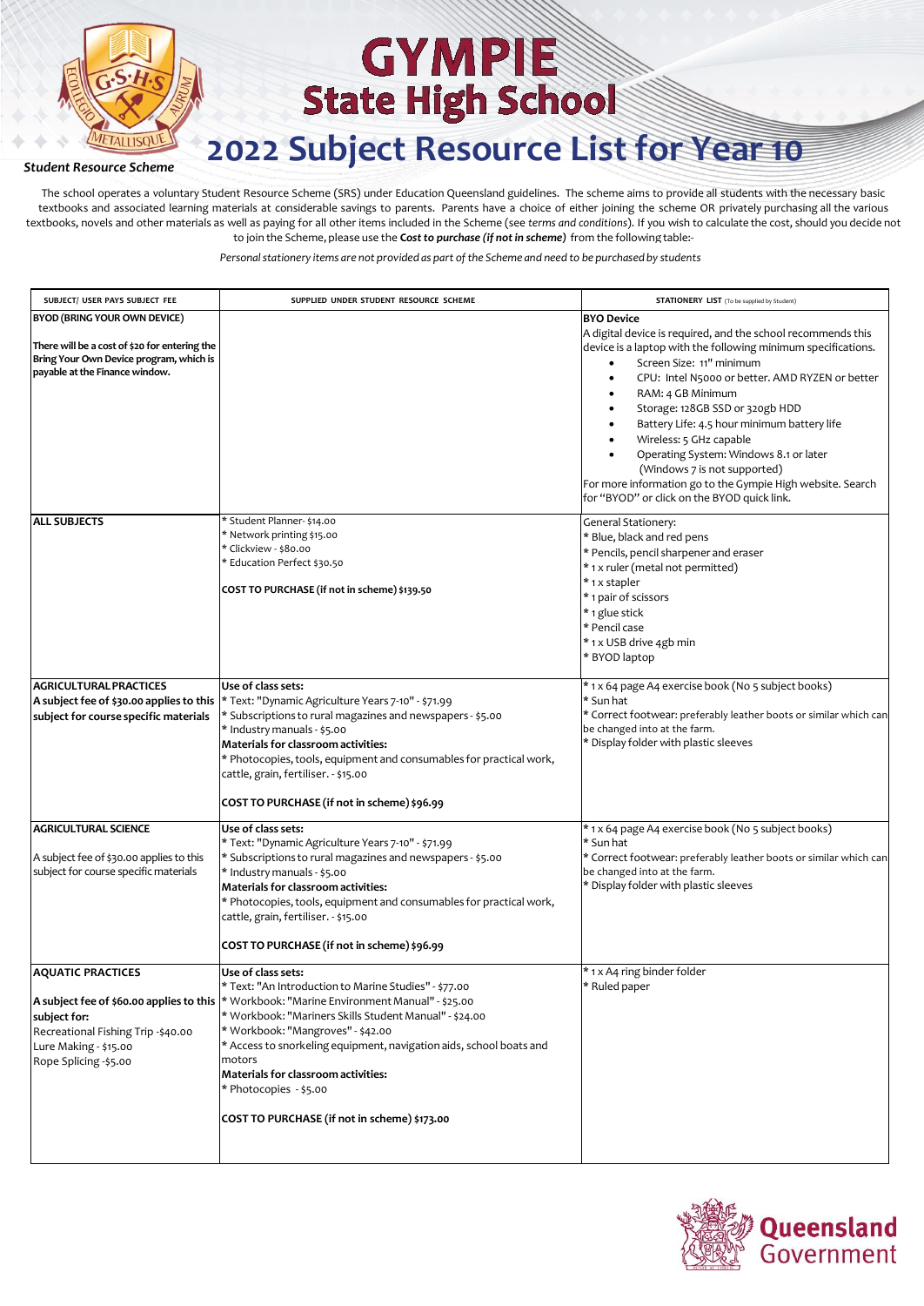# GYMPIE State High School

# 2022 Subject Resource List for Year 10

### Student Resource Scheme

The school operates a voluntary Student Resource Scheme (SRS) under Education Queensland guidelines. The scheme aims to provide all students with the necessary basic textbooks and associated learning materials at considerable savings to parents. Parents have a choice of either joining the scheme OR privately purchasing all the various textbooks, novels and other materials as well as paying for all other items included in the Scheme (see *terms and conditions*). If you wish to calculate the cost, should you decide not to join the Scheme, please use the ***Cost to purchase (if not in scheme)*** from the following table:-

*Personal stationery items are not provided as part of the Scheme and need to be purchased by students*

| SUBJECT/ USER PAYS SUBJECT FEE | SUPPLIED UNDER STUDENT RESOURCE SCHEME | STATIONERY LIST (To be supplied by Student) |
|---|---|---|
| **BYOD (BRING YOUR OWN DEVICE)**<br><br>**There will be a cost of $20 for entering the Bring Your Own Device program, which is payable at the Finance window.** | | **BYO Device**<br>A digital device is required, and the school recommends this device is a laptop with the following minimum specifications.<br>• Screen Size: 11" minimum<br>• CPU: Intel N5000 or better. AMD RYZEN or better<br>• RAM: 4 GB Minimum<br>• Storage: 128GB SSD or 320gb HDD<br>• Battery Life: 4.5 hour minimum battery life<br>• Wireless: 5 GHz capable<br>• Operating System: Windows 8.1 or later (Windows 7 is not supported)<br>For more information go to the Gympie High website. Search for "BYOD" or click on the BYOD quick link. |
| **ALL SUBJECTS** | * Student Planner- $14.00<br>* Network printing $15.00<br>* Clickview - $80.00<br>* Education Perfect $30.50<br><br>**COST TO PURCHASE (if not in scheme) $139.50** | General Stationery:<br>* Blue, black and red pens<br>* Pencils, pencil sharpener and eraser<br>* 1 x ruler (metal not permitted)<br>* 1 x stapler<br>* 1 pair of scissors<br>* 1 glue stick<br>* Pencil case<br>* 1 x USB drive 4gb min<br>* BYOD laptop |
| **AGRICULTURAL PRACTICES**<br>**A subject fee of $30.00 applies to this subject for course specific materials** | **Use of class sets:**<br>* Text: "Dynamic Agriculture Years 7-10" - $71.99<br>* Subscriptions to rural magazines and newspapers - $5.00<br>* Industry manuals - $5.00<br>**Materials for classroom activities:**<br>* Photocopies, tools, equipment and consumables for practical work, cattle, grain, fertiliser. - $15.00<br><br>**COST TO PURCHASE (if not in scheme) $96.99** | * 1 x 64 page A4 exercise book (No 5 subject books)<br>* Sun hat<br>* Correct footwear: preferably leather boots or similar which can be changed into at the farm.<br>* Display folder with plastic sleeves |
| **AGRICULTURAL SCIENCE**<br><br>A subject fee of $30.00 applies to this subject for course specific materials | **Use of class sets:**<br>* Text: "Dynamic Agriculture Years 7-10" - $71.99<br>* Subscriptions to rural magazines and newspapers - $5.00<br>* Industry manuals - $5.00<br>**Materials for classroom activities:**<br>* Photocopies, tools, equipment and consumables for practical work, cattle, grain, fertiliser. - $15.00<br><br>**COST TO PURCHASE (if not in scheme) $96.99** | * 1 x 64 page A4 exercise book (No 5 subject books)<br>* Sun hat<br>* Correct footwear: preferably leather boots or similar which can be changed into at the farm.<br>* Display folder with plastic sleeves |
| **AQUATIC PRACTICES**<br><br>**A subject fee of $60.00 applies to this subject for:**<br>Recreational Fishing Trip -$40.00<br>Lure Making - $15.00<br>Rope Splicing -$5.00 | **Use of class sets:**<br>* Text: "An Introduction to Marine Studies" - $77.00<br>* Workbook: "Marine Environment Manual" - $25.00<br>* Workbook: "Mariners Skills Student Manual" - $24.00<br>* Workbook: "Mangroves" - $42.00<br>* Access to snorkeling equipment, navigation aids, school boats and motors<br>**Materials for classroom activities:**<br>* Photocopies - $5.00<br><br>**COST TO PURCHASE (if not in scheme) $173.00** | * 1 x A4 ring binder folder<br>* Ruled paper |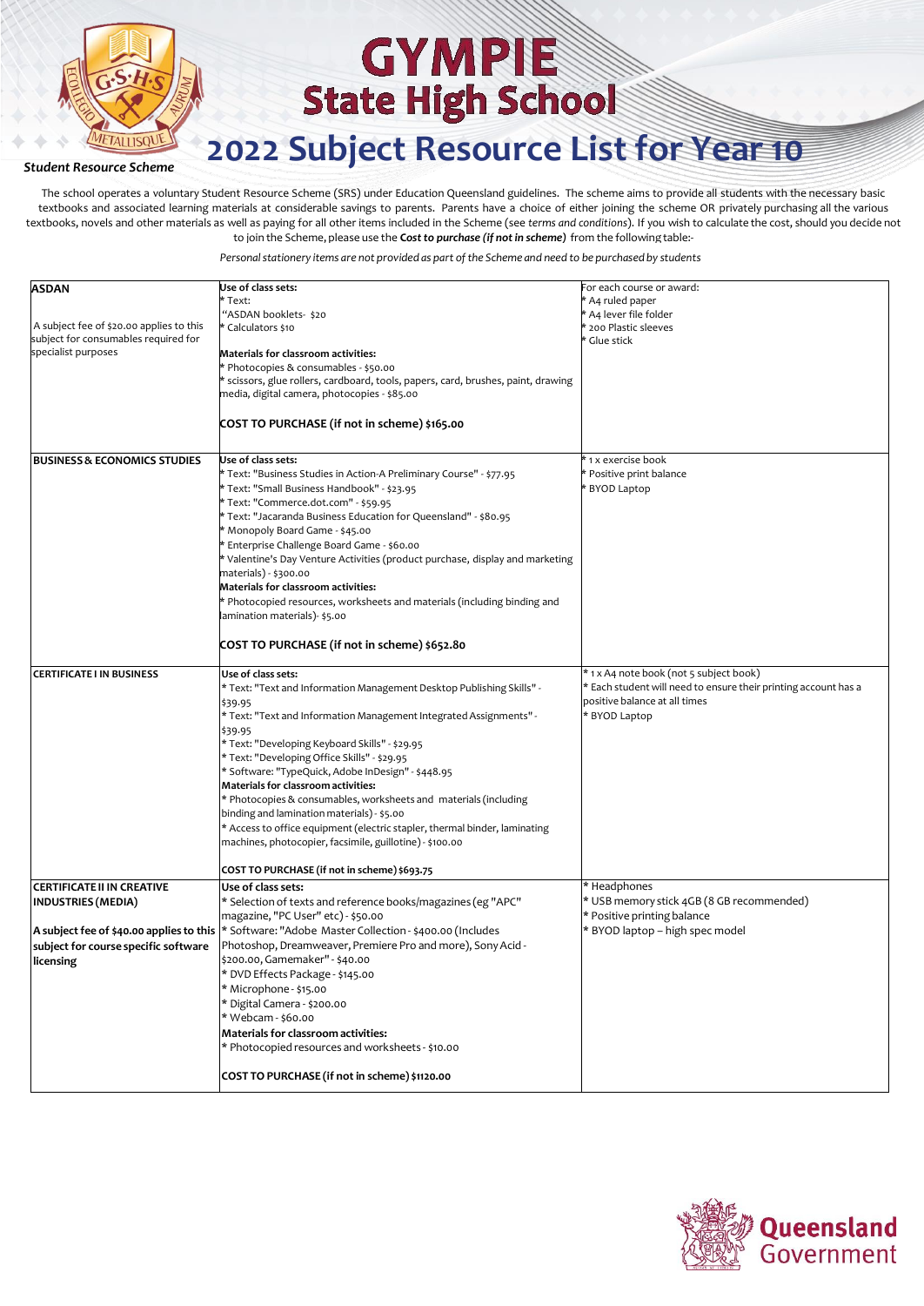# GYMPIE State High School

## 2022 Subject Resource List for Year 10

### Student Resource Scheme

The school operates a voluntary Student Resource Scheme (SRS) under Education Queensland guidelines. The scheme aims to provide all students with the necessary basic textbooks and associated learning materials at considerable savings to parents. Parents have a choice of either joining the scheme OR privately purchasing all the various textbooks, novels and other materials as well as paying for all other items included in the Scheme (see *terms and conditions*). If you wish to calculate the cost, should you decide not to join the Scheme, please use the ***Cost to purchase (if not in scheme)*** from the following table:-

*Personal stationery items are not provided as part of the Scheme and need to be purchased by students*

| | | |
|---|---|---|
| **ASDAN**<br><br>A subject fee of $20.00 applies to this subject for consumables required for specialist purposes | **Use of class sets:**<br>* Text:<br>"ASDAN booklets- $20<br>* Calculators $10<br><br>**Materials for classroom activities:**<br>* Photocopies & consumables - $50.00<br>* scissors, glue rollers, cardboard, tools, papers, card, brushes, paint, drawing media, digital camera, photocopies - $85.00<br><br>**COST TO PURCHASE (if not in scheme) $165.00** | For each course or award:<br>* A4 ruled paper<br>* A4 lever file folder<br>* 200 Plastic sleeves<br>* Glue stick |
| **BUSINESS & ECONOMICS STUDIES** | **Use of class sets:**<br>* Text: "Business Studies in Action-A Preliminary Course" - $77.95<br>* Text: "Small Business Handbook" - $23.95<br>* Text: "Commerce.dot.com" - $59.95<br>* Text: "Jacaranda Business Education for Queensland" - $80.95<br>* Monopoly Board Game - $45.00<br>* Enterprise Challenge Board Game - $60.00<br>* Valentine's Day Venture Activities (product purchase, display and marketing materials) - $300.00<br>**Materials for classroom activities:**<br>* Photocopied resources, worksheets and materials (including binding and lamination materials)- $5.00<br><br>**COST TO PURCHASE (if not in scheme) $652.80** | * 1 x exercise book<br>* Positive print balance<br>* BYOD Laptop |
| **CERTIFICATE I IN BUSINESS** | **Use of class sets:**<br>* Text: "Text and Information Management Desktop Publishing Skills" - $39.95<br>* Text: "Text and Information Management Integrated Assignments" - $39.95<br>* Text: "Developing Keyboard Skills" - $29.95<br>* Text: "Developing Office Skills" - $29.95<br>* Software: "TypeQuick, Adobe InDesign" - $448.95<br>**Materials for classroom activities:**<br>* Photocopies & consumables, worksheets and materials (including binding and lamination materials) - $5.00<br>* Access to office equipment (electric stapler, thermal binder, laminating machines, photocopier, facsimile, guillotine) - $100.00<br><br>**COST TO PURCHASE (if not in scheme) $693.75** | * 1 x A4 note book (not 5 subject book)<br>* Each student will need to ensure their printing account has a positive balance at all times<br>* BYOD Laptop |
| **CERTIFICATE II IN CREATIVE INDUSTRIES (MEDIA)**<br><br>**A subject fee of $40.00 applies to this subject for course specific software licensing** | **Use of class sets:**<br>* Selection of texts and reference books/magazines (eg "APC" magazine, "PC User" etc) - $50.00<br>* Software: "Adobe Master Collection - $400.00 (Includes Photoshop, Dreamweaver, Premiere Pro and more), Sony Acid - $200.00, Gamemaker" - $40.00<br>* DVD Effects Package - $145.00<br>* Microphone - $15.00<br>* Digital Camera - $200.00<br>* Webcam - $60.00<br>**Materials for classroom activities:**<br>* Photocopied resources and worksheets - $10.00<br><br>**COST TO PURCHASE (if not in scheme) $1120.00** | * Headphones<br>* USB memory stick 4GB (8 GB recommended)<br>* Positive printing balance<br>* BYOD laptop – high spec model |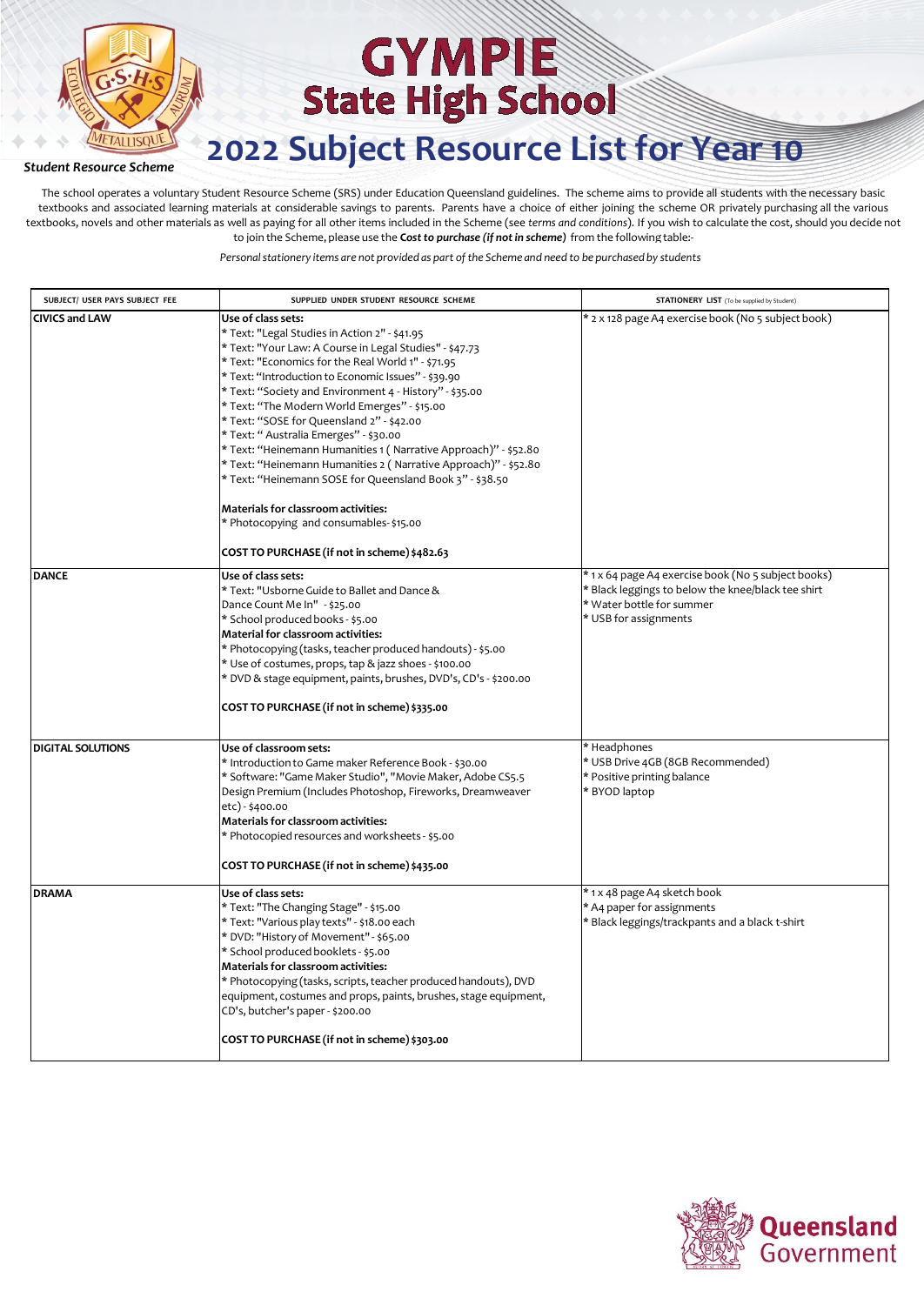# GYMPIE State High School

# 2022 Subject Resource List for Year 10

***Student Resource Scheme***

The school operates a voluntary Student Resource Scheme (SRS) under Education Queensland guidelines. The scheme aims to provide all students with the necessary basic textbooks and associated learning materials at considerable savings to parents. Parents have a choice of either joining the scheme OR privately purchasing all the various textbooks, novels and other materials as well as paying for all other items included in the Scheme (see *terms and conditions*). If you wish to calculate the cost, should you decide not to join the Scheme, please use the ***Cost to purchase (if not in scheme)*** from the following table:-

*Personal stationery items are not provided as part of the Scheme and need to be purchased by students*

| SUBJECT/ USER PAYS SUBJECT FEE | SUPPLIED UNDER STUDENT RESOURCE SCHEME | STATIONERY LIST (To be supplied by Student) |
|---|---|---|
| **CIVICS and LAW** | **Use of class sets:**<br>* Text: "Legal Studies in Action 2" - $41.95<br>* Text: "Your Law: A Course in Legal Studies" - $47.73<br>* Text: "Economics for the Real World 1" - $71.95<br>* Text: "Introduction to Economic Issues" - $39.90<br>* Text: "Society and Environment 4 - History" - $35.00<br>* Text: "The Modern World Emerges" - $15.00<br>* Text: "SOSE for Queensland 2" - $42.00<br>* Text: " Australia Emerges" - $30.00<br>* Text: "Heinemann Humanities 1 ( Narrative Approach)" - $52.80<br>* Text: "Heinemann Humanities 2 ( Narrative Approach)" - $52.80<br>* Text: "Heinemann SOSE for Queensland Book 3" - $38.50<br><br>**Materials for classroom activities:**<br>* Photocopying and consumables- $15.00<br><br>**COST TO PURCHASE (if not in scheme) $482.63** | * 2 x 128 page A4 exercise book (No 5 subject book) |
| **DANCE** | **Use of class sets:**<br>* Text: "Usborne Guide to Ballet and Dance & Dance Count Me In" - $25.00<br>* School produced books - $5.00<br>**Material for classroom activities:**<br>* Photocopying (tasks, teacher produced handouts) - $5.00<br>* Use of costumes, props, tap & jazz shoes - $100.00<br>* DVD & stage equipment, paints, brushes, DVD's, CD's - $200.00<br><br>**COST TO PURCHASE (if not in scheme) $335.00** | * 1 x 64 page A4 exercise book (No 5 subject books)<br>* Black leggings to below the knee/black tee shirt<br>* Water bottle for summer<br>* USB for assignments |
| **DIGITAL SOLUTIONS** | **Use of classroom sets:**<br>* Introduction to Game maker Reference Book - $30.00<br>* Software: "Game Maker Studio", "Movie Maker, Adobe CS5.5 Design Premium (Includes Photoshop, Fireworks, Dreamweaver etc) - $400.00<br>**Materials for classroom activities:**<br>* Photocopied resources and worksheets - $5.00<br><br>**COST TO PURCHASE (if not in scheme) $435.00** | * Headphones<br>* USB Drive 4GB (8GB Recommended)<br>* Positive printing balance<br>* BYOD laptop |
| **DRAMA** | **Use of class sets:**<br>* Text: "The Changing Stage" - $15.00<br>* Text: "Various play texts" - $18.00 each<br>* DVD: "History of Movement" - $65.00<br>* School produced booklets - $5.00<br>**Materials for classroom activities:**<br>* Photocopying (tasks, scripts, teacher produced handouts), DVD equipment, costumes and props, paints, brushes, stage equipment, CD's, butcher's paper - $200.00<br><br>**COST TO PURCHASE (if not in scheme) $303.00** | * 1 x 48 page A4 sketch book<br>* A4 paper for assignments<br>* Black leggings/trackpants and a black t-shirt |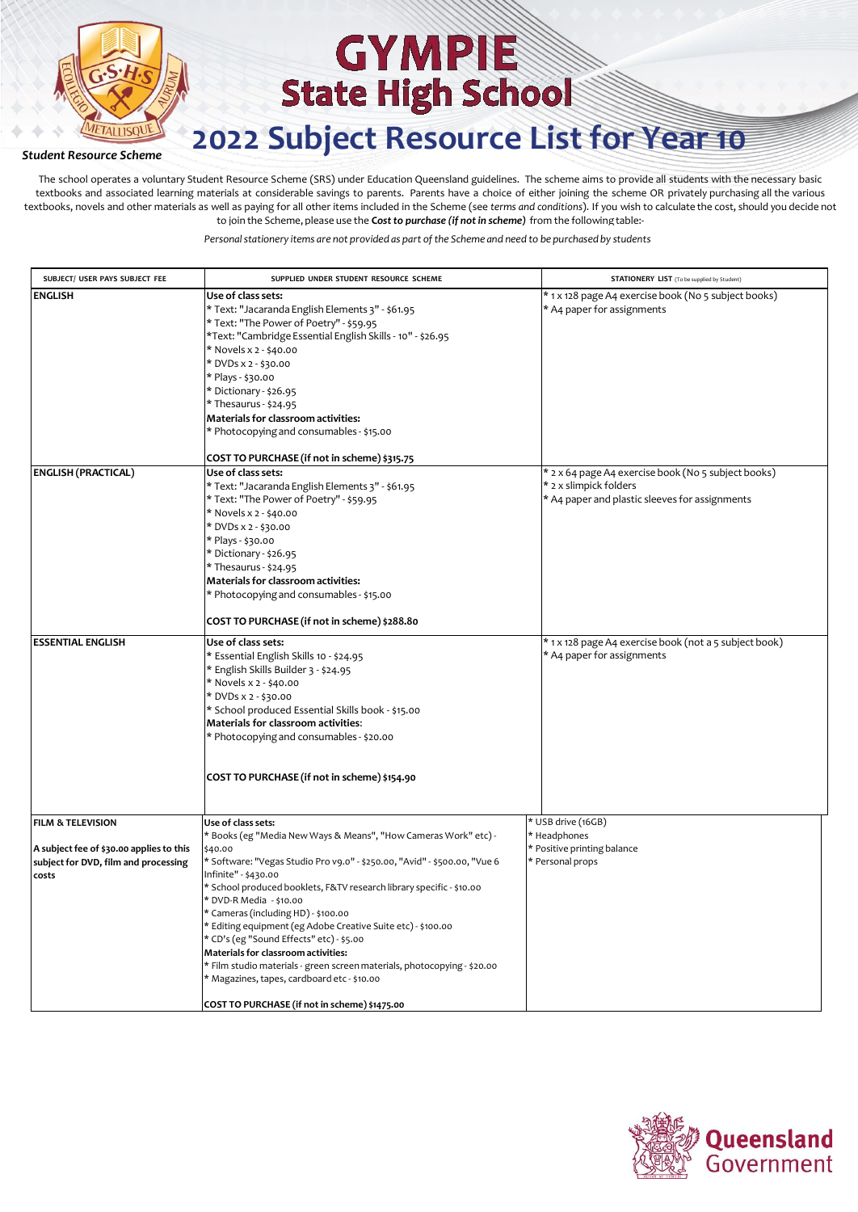# GYMPIE State High School

## 2022 Subject Resource List for Year 10

*Student Resource Scheme*

The school operates a voluntary Student Resource Scheme (SRS) under Education Queensland guidelines. The scheme aims to provide all students with the necessary basic textbooks and associated learning materials at considerable savings to parents. Parents have a choice of either joining the scheme OR privately purchasing all the various textbooks, novels and other materials as well as paying for all other items included in the Scheme (see *terms and conditions*). If you wish to calculate the cost, should you decide not to join the Scheme, please use the ***Cost to purchase (if not in scheme)*** from the following table:-

*Personal stationery items are not provided as part of the Scheme and need to be purchased by students*

| SUBJECT/ USER PAYS SUBJECT FEE | SUPPLIED UNDER STUDENT RESOURCE SCHEME | STATIONERY LIST (To be supplied by Student) |
|---|---|---|
| **ENGLISH** | **Use of class sets:**<br>* Text: "Jacaranda English Elements 3" - $61.95<br>* Text: "The Power of Poetry" - $59.95<br>*Text: "Cambridge Essential English Skills - 10" - $26.95<br>* Novels x 2 - $40.00<br>* DVDs x 2 - $30.00<br>* Plays - $30.00<br>* Dictionary - $26.95<br>* Thesaurus - $24.95<br>**Materials for classroom activities:**<br>* Photocopying and consumables - $15.00<br><br>**COST TO PURCHASE (if not in scheme) $315.75** | * 1 x 128 page A4 exercise book (No 5 subject books)<br>* A4 paper for assignments |
| **ENGLISH (PRACTICAL)** | **Use of class sets:**<br>* Text: "Jacaranda English Elements 3" - $61.95<br>* Text: "The Power of Poetry" - $59.95<br>* Novels x 2 - $40.00<br>* DVDs x 2 - $30.00<br>* Plays - $30.00<br>* Dictionary - $26.95<br>* Thesaurus - $24.95<br>**Materials for classroom activities:**<br>* Photocopying and consumables - $15.00<br><br>**COST TO PURCHASE (if not in scheme) $288.80** | * 2 x 64 page A4 exercise book (No 5 subject books)<br>* 2 x slimpick folders<br>* A4 paper and plastic sleeves for assignments |
| **ESSENTIAL ENGLISH** | **Use of class sets:**<br>* Essential English Skills 10 - $24.95<br>* English Skills Builder 3 - $24.95<br>* Novels x 2 - $40.00<br>* DVDs x 2 - $30.00<br>* School produced Essential Skills book - $15.00<br>**Materials for classroom activities:**<br>* Photocopying and consumables - $20.00<br><br>**COST TO PURCHASE (if not in scheme) $154.90** | * 1 x 128 page A4 exercise book (not a 5 subject book)<br>* A4 paper for assignments |
| **FILM & TELEVISION**<br><br>**A subject fee of $30.00 applies to this subject for DVD, film and processing costs** | **Use of class sets:**<br>* Books (eg "Media New Ways & Means", "How Cameras Work" etc) - $40.00<br>* Software: "Vegas Studio Pro v9.0" - $250.00, "Avid" - $500.00, "Vue 6 Infinite" - $430.00<br>* School produced booklets, F&TV research library specific - $10.00<br>* DVD-R Media - $10.00<br>* Cameras (including HD) - $100.00<br>* Editing equipment (eg Adobe Creative Suite etc) - $100.00<br>* CD's (eg "Sound Effects" etc) - $5.00<br>**Materials for classroom activities:**<br>* Film studio materials - green screen materials, photocopying - $20.00<br>* Magazines, tapes, cardboard etc - $10.00<br><br>**COST TO PURCHASE (if not in scheme) $1475.00** | * USB drive (16GB)<br>* Headphones<br>* Positive printing balance<br>* Personal props |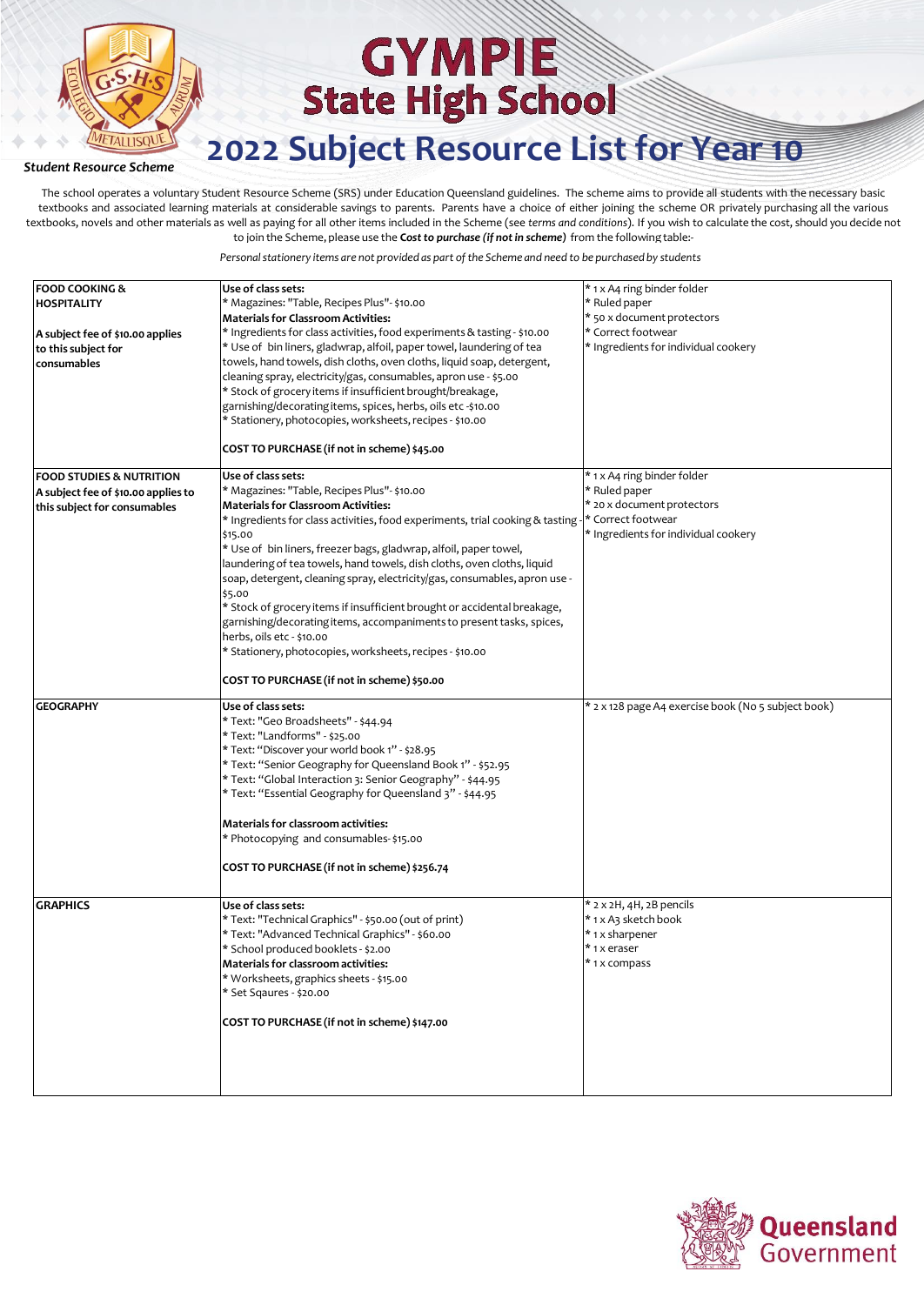# GYMPIE State High School

# 2022 Subject Resource List for Year 10

*Student Resource Scheme*

The school operates a voluntary Student Resource Scheme (SRS) under Education Queensland guidelines. The scheme aims to provide all students with the necessary basic textbooks and associated learning materials at considerable savings to parents. Parents have a choice of either joining the scheme OR privately purchasing all the various textbooks, novels and other materials as well as paying for all other items included in the Scheme (see *terms and conditions*). If you wish to calculate the cost, should you decide not to join the Scheme, please use the ***Cost to purchase (if not in scheme)*** from the following table:-

*Personal stationery items are not provided as part of the Scheme and need to be purchased by students*

| | | |
|---|---|---|
| **FOOD COOKING & HOSPITALITY**<br><br>**A subject fee of $10.00 applies to this subject for consumables** | **Use of class sets:**<br>* Magazines: "Table, Recipes Plus"- $10.00<br>**Materials for Classroom Activities:**<br>* Ingredients for class activities, food experiments & tasting - $10.00<br>* Use of bin liners, gladwrap, alfoil, paper towel, laundering of tea towels, hand towels, dish cloths, oven cloths, liquid soap, detergent, cleaning spray, electricity/gas, consumables, apron use - $5.00<br>* Stock of grocery items if insufficient brought/breakage, garnishing/decorating items, spices, herbs, oils etc -$10.00<br>* Stationery, photocopies, worksheets, recipes - $10.00<br><br>**COST TO PURCHASE (if not in scheme) $45.00** | * 1 x A4 ring binder folder<br>* Ruled paper<br>* 50 x document protectors<br>* Correct footwear<br>* Ingredients for individual cookery |
| **FOOD STUDIES & NUTRITION**<br>**A subject fee of $10.00 applies to this subject for consumables** | **Use of class sets:**<br>* Magazines: "Table, Recipes Plus"- $10.00<br>**Materials for Classroom Activities:**<br>* Ingredients for class activities, food experiments, trial cooking & tasting - $15.00<br>* Use of bin liners, freezer bags, gladwrap, alfoil, paper towel, laundering of tea towels, hand towels, dish cloths, oven cloths, liquid soap, detergent, cleaning spray, electricity/gas, consumables, apron use - $5.00<br>* Stock of grocery items if insufficient brought or accidental breakage, garnishing/decorating items, accompaniments to present tasks, spices, herbs, oils etc - $10.00<br>* Stationery, photocopies, worksheets, recipes - $10.00<br><br>**COST TO PURCHASE (if not in scheme) $50.00** | * 1 x A4 ring binder folder<br>* Ruled paper<br>* 20 x document protectors<br>* Correct footwear<br>* Ingredients for individual cookery |
| **GEOGRAPHY** | **Use of class sets:**<br>* Text: "Geo Broadsheets" - $44.94<br>* Text: "Landforms" - $25.00<br>* Text: "Discover your world book 1" - $28.95<br>* Text: "Senior Geography for Queensland Book 1" - $52.95<br>* Text: "Global Interaction 3: Senior Geography" - $44.95<br>* Text: "Essential Geography for Queensland 3" - $44.95<br><br>**Materials for classroom activities:**<br>* Photocopying and consumables- $15.00<br><br>**COST TO PURCHASE (if not in scheme) $256.74** | * 2 x 128 page A4 exercise book (No 5 subject book) |
| **GRAPHICS** | **Use of class sets:**<br>* Text: "Technical Graphics" - $50.00 (out of print)<br>* Text: "Advanced Technical Graphics" - $60.00<br>* School produced booklets - $2.00<br>**Materials for classroom activities:**<br>* Worksheets, graphics sheets - $15.00<br>* Set Sqaures - $20.00<br><br>**COST TO PURCHASE (if not in scheme) $147.00** | * 2 x 2H, 4H, 2B pencils<br>* 1 x A3 sketch book<br>* 1 x sharpener<br>* 1 x eraser<br>* 1 x compass |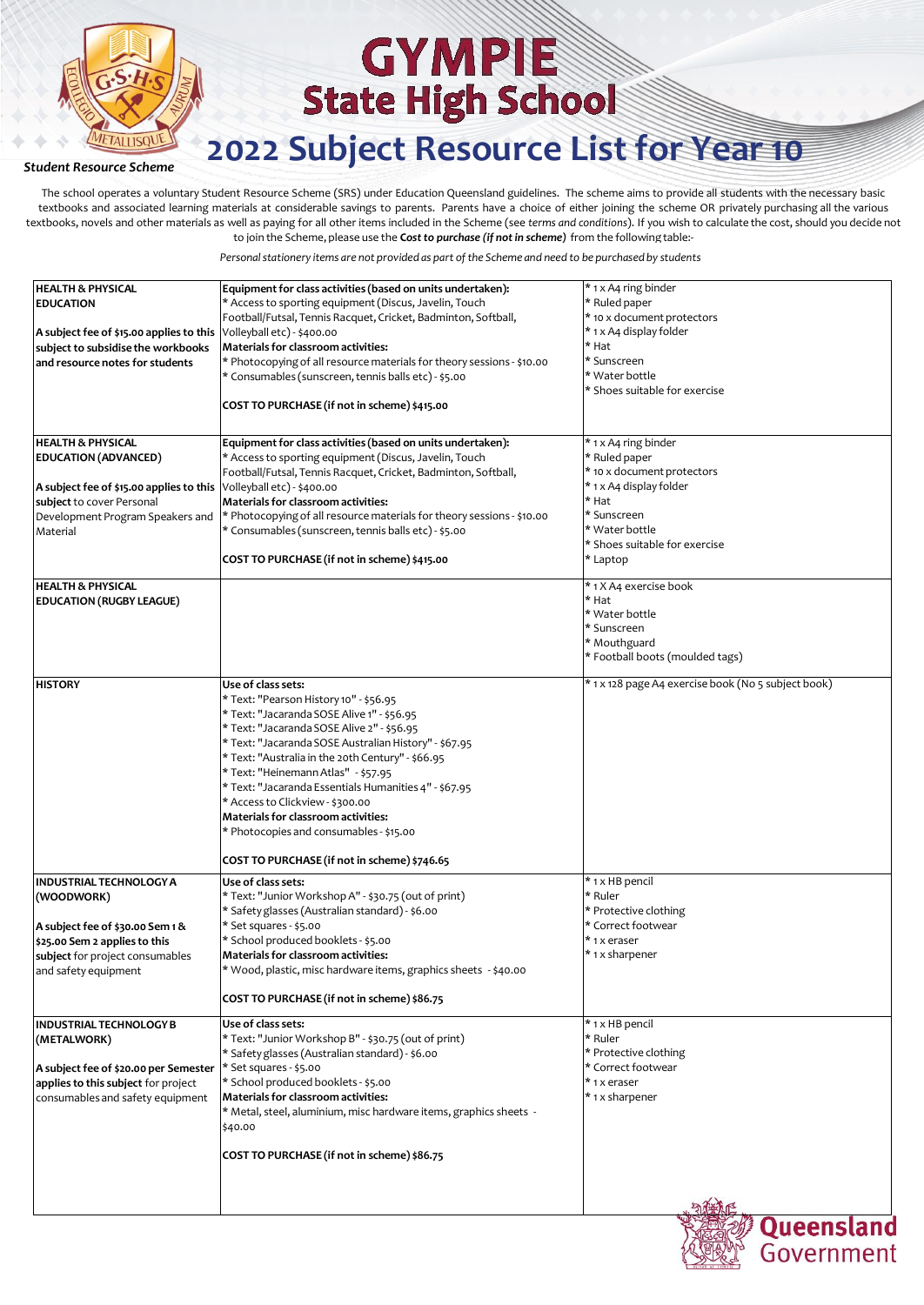# GYMPIE State High School

## 2022 Subject Resource List for Year 10

*Student Resource Scheme*

The school operates a voluntary Student Resource Scheme (SRS) under Education Queensland guidelines. The scheme aims to provide all students with the necessary basic textbooks and associated learning materials at considerable savings to parents. Parents have a choice of either joining the scheme OR privately purchasing all the various textbooks, novels and other materials as well as paying for all other items included in the Scheme (see *terms and conditions*). If you wish to calculate the cost, should you decide not to join the Scheme, please use the ***Cost to purchase (if not in scheme)*** from the following table:-

*Personal stationery items are not provided as part of the Scheme and need to be purchased by students*

| Subject | Resources | Personal items |
|---|---|---|
| **HEALTH & PHYSICAL EDUCATION**<br><br>**A subject fee of $15.00 applies to this subject to subsidise the workbooks and resource notes for students** | **Equipment for class activities (based on units undertaken):**<br>* Access to sporting equipment (Discus, Javelin, Touch Football/Futsal, Tennis Racquet, Cricket, Badminton, Softball, Volleyball etc) - $400.00<br>**Materials for classroom activities:**<br>* Photocopying of all resource materials for theory sessions - $10.00<br>* Consumables (sunscreen, tennis balls etc) - $5.00<br><br>**COST TO PURCHASE (if not in scheme) $415.00** | * 1 x A4 ring binder<br>* Ruled paper<br>* 10 x document protectors<br>* 1 x A4 display folder<br>* Hat<br>* Sunscreen<br>* Water bottle<br>* Shoes suitable for exercise |
| **HEALTH & PHYSICAL EDUCATION (ADVANCED)**<br><br>**A subject fee of $15.00 applies to this subject** to cover Personal Development Program Speakers and Material | **Equipment for class activities (based on units undertaken):**<br>* Access to sporting equipment (Discus, Javelin, Touch Football/Futsal, Tennis Racquet, Cricket, Badminton, Softball, Volleyball etc) - $400.00<br>**Materials for classroom activities:**<br>* Photocopying of all resource materials for theory sessions - $10.00<br>* Consumables (sunscreen, tennis balls etc) - $5.00<br><br>**COST TO PURCHASE (if not in scheme) $415.00** | * 1 x A4 ring binder<br>* Ruled paper<br>* 10 x document protectors<br>* 1 x A4 display folder<br>* Hat<br>* Sunscreen<br>* Water bottle<br>* Shoes suitable for exercise<br>* Laptop |
| **HEALTH & PHYSICAL EDUCATION (RUGBY LEAGUE)** | | * 1 X A4 exercise book<br>* Hat<br>* Water bottle<br>* Sunscreen<br>* Mouthguard<br>* Football boots (moulded tags) |
| **HISTORY** | **Use of class sets:**<br>* Text: "Pearson History 10" - $56.95<br>* Text: "Jacaranda SOSE Alive 1" - $56.95<br>* Text: "Jacaranda SOSE Alive 2" - $56.95<br>* Text: "Jacaranda SOSE Australian History" - $67.95<br>* Text: "Australia in the 20th Century" - $66.95<br>* Text: "Heinemann Atlas" - $57.95<br>* Text: "Jacaranda Essentials Humanities 4" - $67.95<br>* Access to Clickview - $300.00<br>**Materials for classroom activities:**<br>* Photocopies and consumables - $15.00<br><br>**COST TO PURCHASE (if not in scheme) $746.65** | * 1 x 128 page A4 exercise book (No 5 subject book) |
| **INDUSTRIAL TECHNOLOGY A (WOODWORK)**<br><br>**A subject fee of $30.00 Sem 1 & $25.00 Sem 2 applies to this subject** for project consumables and safety equipment | **Use of class sets:**<br>* Text: "Junior Workshop A" - $30.75 (out of print)<br>* Safety glasses (Australian standard) - $6.00<br>* Set squares - $5.00<br>* School produced booklets - $5.00<br>**Materials for classroom activities:**<br>* Wood, plastic, misc hardware items, graphics sheets - $40.00<br><br>**COST TO PURCHASE (if not in scheme) $86.75** | * 1 x HB pencil<br>* Ruler<br>* Protective clothing<br>* Correct footwear<br>* 1 x eraser<br>* 1 x sharpener |
| **INDUSTRIAL TECHNOLOGY B (METALWORK)**<br><br>**A subject fee of $20.00 per Semester applies to this subject** for project consumables and safety equipment | **Use of class sets:**<br>* Text: "Junior Workshop B" - $30.75 (out of print)<br>* Safety glasses (Australian standard) - $6.00<br>* Set squares - $5.00<br>* School produced booklets - $5.00<br>**Materials for classroom activities:**<br>* Metal, steel, aluminium, misc hardware items, graphics sheets - $40.00<br><br>**COST TO PURCHASE (if not in scheme) $86.75** | * 1 x HB pencil<br>* Ruler<br>* Protective clothing<br>* Correct footwear<br>* 1 x eraser<br>* 1 x sharpener |

Queensland Government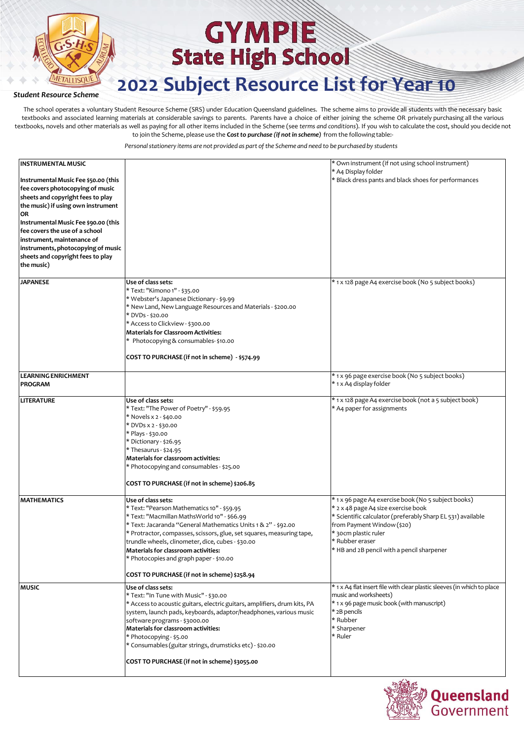# GYMPIE State High School

## 2022 Subject Resource List for Year 10

*Student Resource Scheme*

The school operates a voluntary Student Resource Scheme (SRS) under Education Queensland guidelines. The scheme aims to provide all students with the necessary basic textbooks and associated learning materials at considerable savings to parents. Parents have a choice of either joining the scheme OR privately purchasing all the various textbooks, novels and other materials as well as paying for all other items included in the Scheme (see *terms and conditions*). If you wish to calculate the cost, should you decide not to join the Scheme, please use the ***Cost to purchase (if not in scheme)*** from the following table:-

*Personal stationery items are not provided as part of the Scheme and need to be purchased by students*

| Subject | Resources | Stationery |
|---|---|---|
| **INSTRUMENTAL MUSIC**<br><br>**Instrumental Music Fee $50.00 (this fee covers photocopying of music sheets and copyright fees to play the music) if using own instrument**<br>**OR**<br>**Instrumental Music Fee $90.00 (this fee covers the use of a school instrument, maintenance of instruments, photocopying of music sheets and copyright fees to play the music)** | | * Own instrument (if not using school instrument)<br>* A4 Display folder<br>* Black dress pants and black shoes for performances |
| **JAPANESE** | **Use of class sets:**<br>* Text: "Kimono 1" - $35.00<br>* Webster's Japanese Dictionary - $9.99<br>* New Land, New Language Resources and Materials - $200.00<br>* DVDs - $20.00<br>* Access to Clickview - $300.00<br>**Materials for Classroom Activities:**<br>* Photocopying & consumables- $10.00<br><br>**COST TO PURCHASE (if not in scheme) - $574.99** | * 1 x 128 page A4 exercise book (No 5 subject books) |
| **LEARNING ENRICHMENT PROGRAM** | | * 1 x 96 page exercise book (No 5 subject books)<br>* 1 x A4 display folder |
| **LITERATURE** | **Use of class sets:**<br>* Text: "The Power of Poetry" - $59.95<br>* Novels x 2 - $40.00<br>* DVDs x 2 - $30.00<br>* Plays - $30.00<br>* Dictionary - $26.95<br>* Thesaurus - $24.95<br>**Materials for classroom activities:**<br>* Photocopying and consumables - $25.00<br><br>**COST TO PURCHASE (if not in scheme) $206.85** | * 1 x 128 page A4 exercise book (not a 5 subject book)<br>* A4 paper for assignments |
| **MATHEMATICS** | **Use of class sets:**<br>* Text: "Pearson Mathematics 10" - $59.95<br>* Text: "Macmillan MathsWorld 10" - $66.99<br>* Text: Jacaranda "General Mathematics Units 1 & 2" - $92.00<br>* Protractor, compasses, scissors, glue, set squares, measuring tape, trundle wheels, clinometer, dice, cubes - $30.00<br>**Materials for classroom activities:**<br>* Photocopies and graph paper - $10.00<br><br>**COST TO PURCHASE (if not in scheme) $258.94** | * 1 x 96 page A4 exercise book (No 5 subject books)<br>* 2 x 48 page A4 size exercise book<br>* Scientific calculator (preferably Sharp EL 531) available from Payment Window ($20)<br>* 30cm plastic ruler<br>* Rubber eraser<br>* HB and 2B pencil with a pencil sharpener |
| **MUSIC** | **Use of class sets:**<br>* Text: "In Tune with Music" - $30.00<br>* Access to acoustic guitars, electric guitars, amplifiers, drum kits, PA system, launch pads, keyboards, adaptor/headphones, various music software programs - $3000.00<br>**Materials for classroom activities:**<br>* Photocopying - $5.00<br>* Consumables (guitar strings, drumsticks etc) - $20.00<br><br>**COST TO PURCHASE (if not in scheme) $3055.00** | * 1 x A4 flat insert file with clear plastic sleeves (in which to place music and worksheets)<br>* 1 x 96 page music book (with manuscript)<br>* 2B pencils<br>* Rubber<br>* Sharpener<br>* Ruler |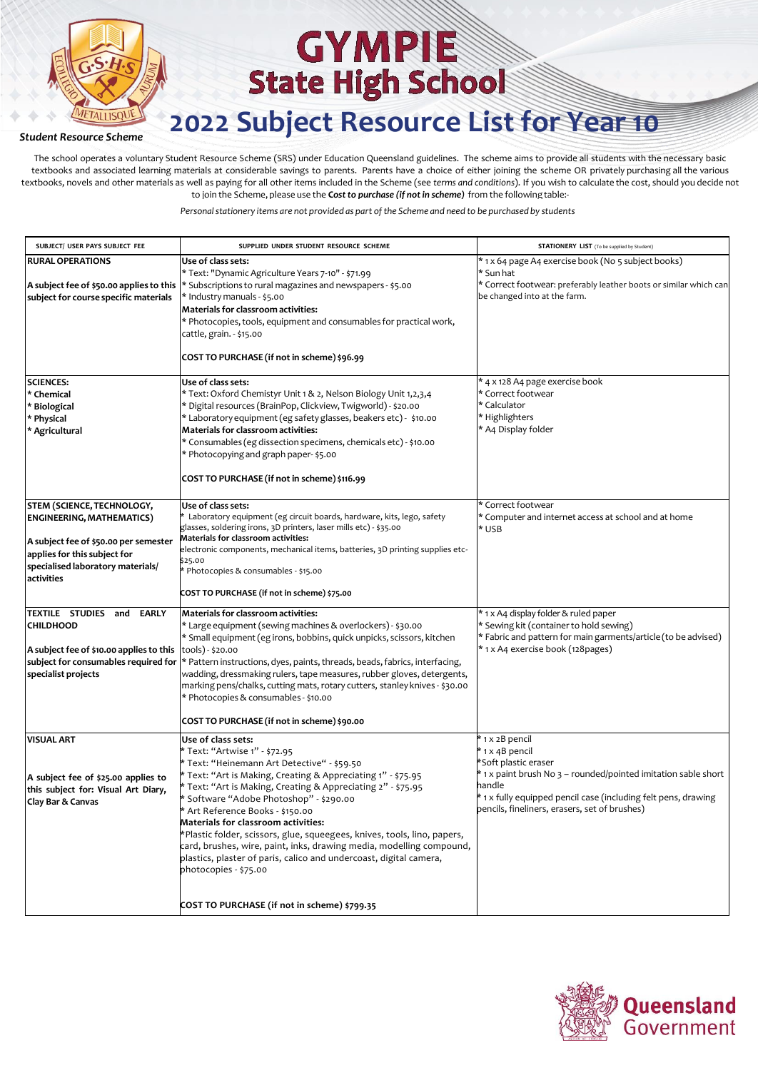# GYMPIE State High School

## 2022 Subject Resource List for Year 10

***Student Resource Scheme***

The school operates a voluntary Student Resource Scheme (SRS) under Education Queensland guidelines. The scheme aims to provide all students with the necessary basic textbooks and associated learning materials at considerable savings to parents. Parents have a choice of either joining the scheme OR privately purchasing all the various textbooks, novels and other materials as well as paying for all other items included in the Scheme (see *terms and conditions*). If you wish to calculate the cost, should you decide not to join the Scheme, please use the ***Cost to purchase (if not in scheme)*** from the following table:-

*Personal stationery items are not provided as part of the Scheme and need to be purchased by students*

| SUBJECT/ USER PAYS SUBJECT FEE | SUPPLIED UNDER STUDENT RESOURCE SCHEME | STATIONERY LIST (To be supplied by Student) |
|---|---|---|
| **RURAL OPERATIONS**<br><br>**A subject fee of $50.00 applies to this subject for course specific materials** | **Use of class sets:**<br>* Text: "Dynamic Agriculture Years 7-10" - $71.99<br>* Subscriptions to rural magazines and newspapers - $5.00<br>* Industry manuals - $5.00<br>**Materials for classroom activities:**<br>* Photocopies, tools, equipment and consumables for practical work, cattle, grain. - $15.00<br><br>**COST TO PURCHASE (if not in scheme) $96.99** | * 1 x 64 page A4 exercise book (No 5 subject books)<br>* Sun hat<br>* Correct footwear: preferably leather boots or similar which can be changed into at the farm. |
| **SCIENCES:**<br>* **Chemical**<br>* **Biological**<br>* **Physical**<br>* **Agricultural** | **Use of class sets:**<br>* Text: Oxford Chemistyr Unit 1 & 2, Nelson Biology Unit 1,2,3,4<br>* Digital resources (BrainPop, Clickview, Twigworld) - $20.00<br>* Laboratory equipment (eg safety glasses, beakers etc) - $10.00<br>**Materials for classroom activities:**<br>* Consumables (eg dissection specimens, chemicals etc) - $10.00<br>* Photocopying and graph paper- $5.00<br><br>**COST TO PURCHASE (if not in scheme) $116.99** | * 4 x 128 A4 page exercise book<br>* Correct footwear<br>* Calculator<br>* Highlighters<br>* A4 Display folder |
| **STEM (SCIENCE, TECHNOLOGY, ENGINEERING, MATHEMATICS)**<br><br>**A subject fee of $50.00 per semester applies for this subject for specialised laboratory materials/ activities** | **Use of class sets:**<br>* Laboratory equipment (eg circuit boards, hardware, kits, lego, safety glasses, soldering irons, 3D printers, laser mills etc) - $35.00<br>**Materials for classroom activities:**<br>electronic components, mechanical items, batteries, 3D printing supplies etc- $25.00<br>* Photocopies & consumables - $15.00<br><br>**COST TO PURCHASE (if not in scheme) $75.00** | * Correct footwear<br>* Computer and internet access at school and at home<br>* USB |
| **TEXTILE STUDIES and EARLY CHILDHOOD**<br><br>**A subject fee of $10.00 applies to this subject for consumables required for specialist projects** | **Materials for classroom activities:**<br>* Large equipment (sewing machines & overlockers) - $30.00<br>* Small equipment (eg irons, bobbins, quick unpicks, scissors, kitchen tools) - $20.00<br>* Pattern instructions, dyes, paints, threads, beads, fabrics, interfacing, wadding, dressmaking rulers, tape measures, rubber gloves, detergents, marking pens/chalks, cutting mats, rotary cutters, stanley knives - $30.00<br>* Photocopies & consumables - $10.00<br><br>**COST TO PURCHASE (if not in scheme) $90.00** | * 1 x A4 display folder & ruled paper<br>* Sewing kit (container to hold sewing)<br>* Fabric and pattern for main garments/article (to be advised)<br>* 1 x A4 exercise book (128pages) |
| **VISUAL ART**<br><br>**A subject fee of $25.00 applies to this subject for: Visual Art Diary, Clay Bar & Canvas** | **Use of class sets:**<br>* Text: "Artwise 1" - $72.95<br>* Text: "Heinemann Art Detective" - $59.50<br>* Text: "Art is Making, Creating & Appreciating 1" - $75.95<br>* Text: "Art is Making, Creating & Appreciating 2" - $75.95<br>* Software "Adobe Photoshop" - $290.00<br>* Art Reference Books - $150.00<br>**Materials for classroom activities:**<br>*Plastic folder, scissors, glue, squeegees, knives, tools, lino, papers, card, brushes, wire, paint, inks, drawing media, modelling compound, plastics, plaster of paris, calico and undercoat, digital camera, photocopies - $75.00<br><br>**COST TO PURCHASE (if not in scheme) $799.35** | * 1 x 2B pencil<br>* 1 x 4B pencil<br>*Soft plastic eraser<br>* 1 x paint brush No 3 – rounded/pointed imitation sable short handle<br>* 1 x fully equipped pencil case (including felt pens, drawing pencils, fineliners, erasers, set of brushes) |

Queensland Government